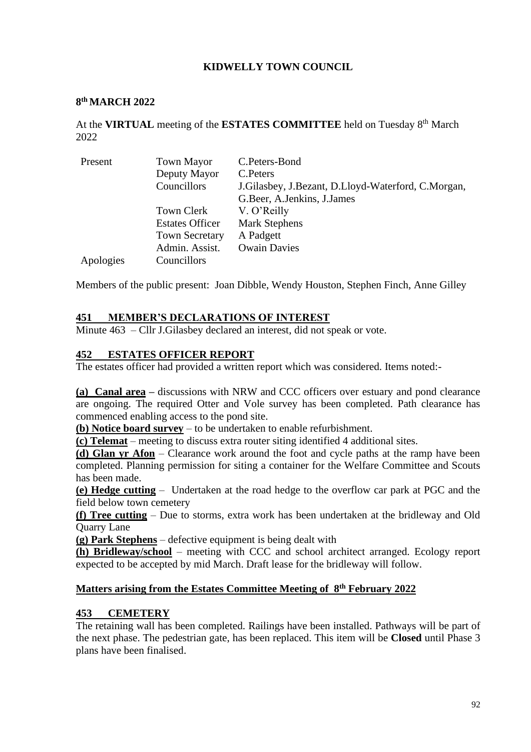**KIDWELLY TOWN COUNCIL**

**8th MARCH 2022**

At the **VIRTUAL** meeting of the **ESTATES COMMITTEE** held on Tuesday 8th March 2022

| Present | Town Mayor | C.Peters-Bond |
|---|---|---|
| | Deputy Mayor | C.Peters |
| | Councillors | J.Gilasbey, J.Bezant, D.Lloyd-Waterford, C.Morgan, G.Beer, A.Jenkins, J.James |
| | Town Clerk | V. O'Reilly |
| | Estates Officer | Mark Stephens |
| | Town Secretary | A Padgett |
| | Admin. Assist. | Owain Davies |
| Apologies | Councillors | |

Members of the public present: Joan Dibble, Wendy Houston, Stephen Finch, Anne Gilley

## 451 MEMBER'S DECLARATIONS OF INTEREST

Minute 463 – Cllr J.Gilasbey declared an interest, did not speak or vote.

## 452 ESTATES OFFICER REPORT

The estates officer had provided a written report which was considered. Items noted:-

**(a) Canal area** – discussions with NRW and CCC officers over estuary and pond clearance are ongoing. The required Otter and Vole survey has been completed. Path clearance has commenced enabling access to the pond site.

**(b) Notice board survey** – to be undertaken to enable refurbishment.

**(c) Telemat** – meeting to discuss extra router siting identified 4 additional sites.

**(d) Glan yr Afon** – Clearance work around the foot and cycle paths at the ramp have been completed. Planning permission for siting a container for the Welfare Committee and Scouts has been made.

**(e) Hedge cutting** – Undertaken at the road hedge to the overflow car park at PGC and the field below town cemetery

**(f) Tree cutting** – Due to storms, extra work has been undertaken at the bridleway and Old Quarry Lane

**(g) Park Stephens** – defective equipment is being dealt with

**(h) Bridleway/school** – meeting with CCC and school architect arranged. Ecology report expected to be accepted by mid March. Draft lease for the bridleway will follow.

## Matters arising from the Estates Committee Meeting of 8th February 2022

## 453 CEMETERY

The retaining wall has been completed. Railings have been installed. Pathways will be part of the next phase. The pedestrian gate, has been replaced. This item will be **Closed** until Phase 3 plans have been finalised.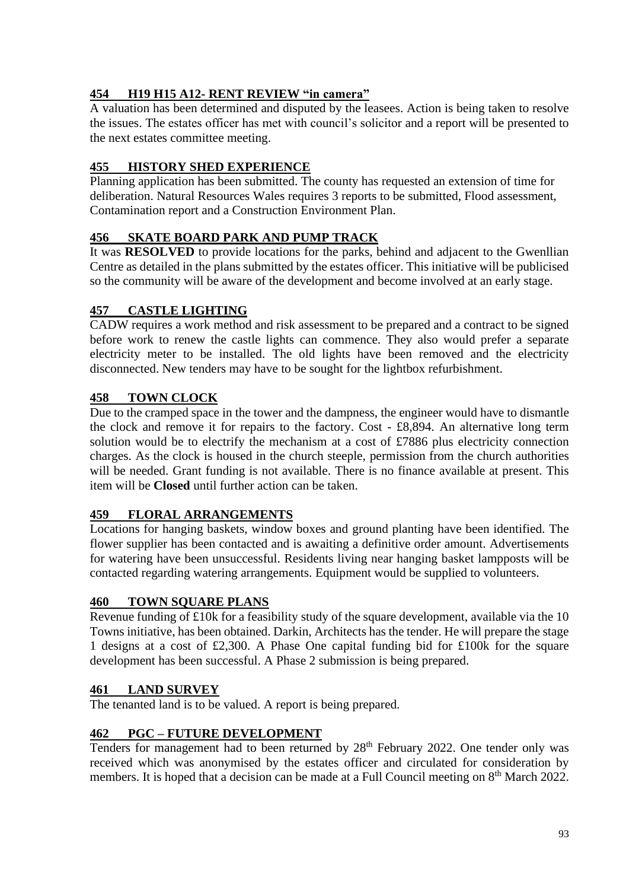## 454 H19 H15 A12- RENT REVIEW "in camera"

A valuation has been determined and disputed by the leasees. Action is being taken to resolve the issues. The estates officer has met with council's solicitor and a report will be presented to the next estates committee meeting.

## 455 HISTORY SHED EXPERIENCE

Planning application has been submitted. The county has requested an extension of time for deliberation. Natural Resources Wales requires 3 reports to be submitted, Flood assessment, Contamination report and a Construction Environment Plan.

## 456 SKATE BOARD PARK AND PUMP TRACK

It was **RESOLVED** to provide locations for the parks, behind and adjacent to the Gwenllian Centre as detailed in the plans submitted by the estates officer. This initiative will be publicised so the community will be aware of the development and become involved at an early stage.

## 457 CASTLE LIGHTING

CADW requires a work method and risk assessment to be prepared and a contract to be signed before work to renew the castle lights can commence. They also would prefer a separate electricity meter to be installed. The old lights have been removed and the electricity disconnected. New tenders may have to be sought for the lightbox refurbishment.

## 458 TOWN CLOCK

Due to the cramped space in the tower and the dampness, the engineer would have to dismantle the clock and remove it for repairs to the factory. Cost - £8,894. An alternative long term solution would be to electrify the mechanism at a cost of £7886 plus electricity connection charges. As the clock is housed in the church steeple, permission from the church authorities will be needed. Grant funding is not available. There is no finance available at present. This item will be **Closed** until further action can be taken.

## 459 FLORAL ARRANGEMENTS

Locations for hanging baskets, window boxes and ground planting have been identified. The flower supplier has been contacted and is awaiting a definitive order amount. Advertisements for watering have been unsuccessful. Residents living near hanging basket lampposts will be contacted regarding watering arrangements. Equipment would be supplied to volunteers.

## 460 TOWN SQUARE PLANS

Revenue funding of £10k for a feasibility study of the square development, available via the 10 Towns initiative, has been obtained. Darkin, Architects has the tender. He will prepare the stage 1 designs at a cost of £2,300. A Phase One capital funding bid for £100k for the square development has been successful. A Phase 2 submission is being prepared.

## 461 LAND SURVEY

The tenanted land is to be valued. A report is being prepared.

## 462 PGC – FUTURE DEVELOPMENT

Tenders for management had to been returned by 28th February 2022. One tender only was received which was anonymised by the estates officer and circulated for consideration by members. It is hoped that a decision can be made at a Full Council meeting on 8th March 2022.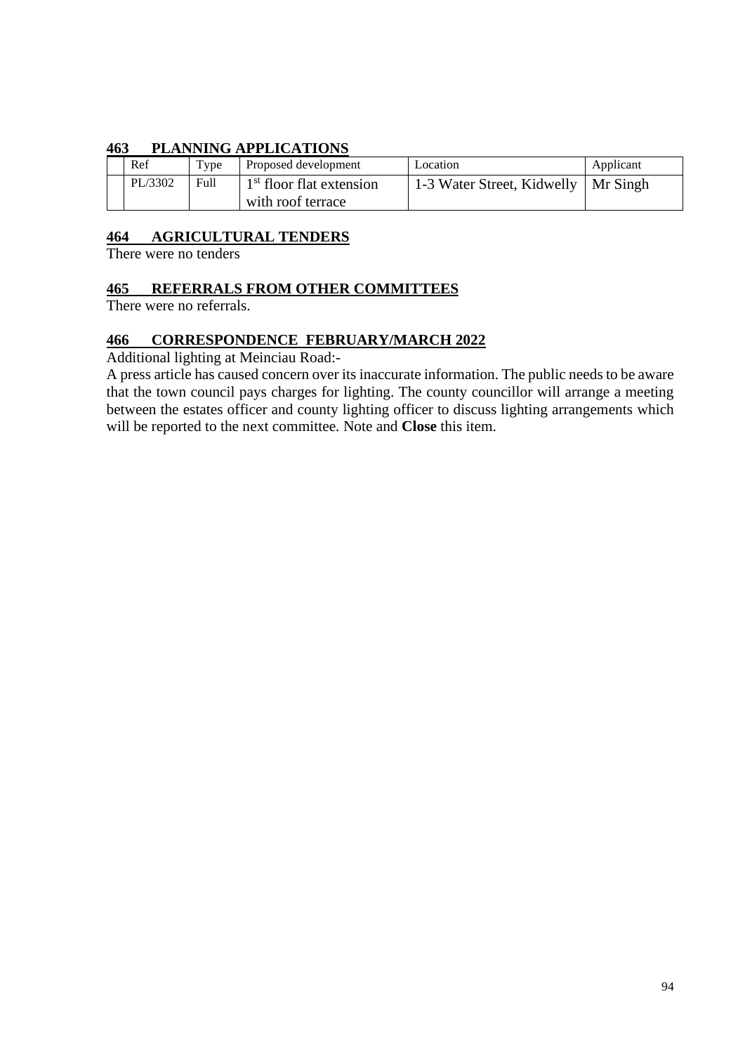## 463 PLANNING APPLICATIONS

| | Ref | Type | Proposed development | Location | Applicant |
|---|---|---|---|---|---|
| | PL/3302 | Full | 1st floor flat extension with roof terrace | 1-3 Water Street, Kidwelly | Mr Singh |

## 464 AGRICULTURAL TENDERS

There were no tenders

## 465 REFERRALS FROM OTHER COMMITTEES

There were no referrals.

## 466 CORRESPONDENCE FEBRUARY/MARCH 2022

Additional lighting at Meinciau Road:-

A press article has caused concern over its inaccurate information. The public needs to be aware that the town council pays charges for lighting. The county councillor will arrange a meeting between the estates officer and county lighting officer to discuss lighting arrangements which will be reported to the next committee. Note and **Close** this item.